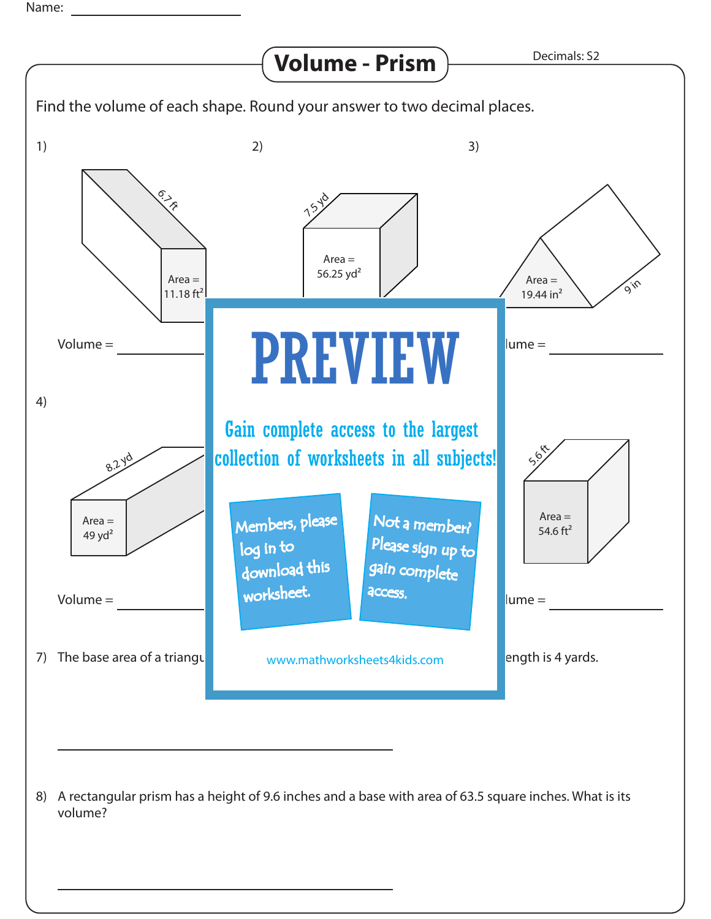Name: ______________

# Volume - Prism

Decimals: S2

Find the volume of each shape. Round your answer to two decimal places.

1)

6.7 ft

Area = 11.18 $ft^2$

Volume = ______________

2)

7.5 yd

Area = 56.25 $yd^2$

3)

Area = 19.44 $in^2$

9 in

lume = ______________

4)

8.2 yd

Area = 49 $yd^2$

Volume = ______________

5.6 ft

Area = 54.6 $ft^2$

lume = ______________

PREVIEW

Gain complete access to the largest collection of worksheets in all subjects!

Members, please log in to download this worksheet.

Not a member? Please sign up to gain complete access.

www.mathworksheets4kids.com

7) The base area of a triangu ... ength is 4 yards.

______________________________

8) A rectangular prism has a height of 9.6 inches and a base with area of 63.5 square inches. What is its volume?

______________________________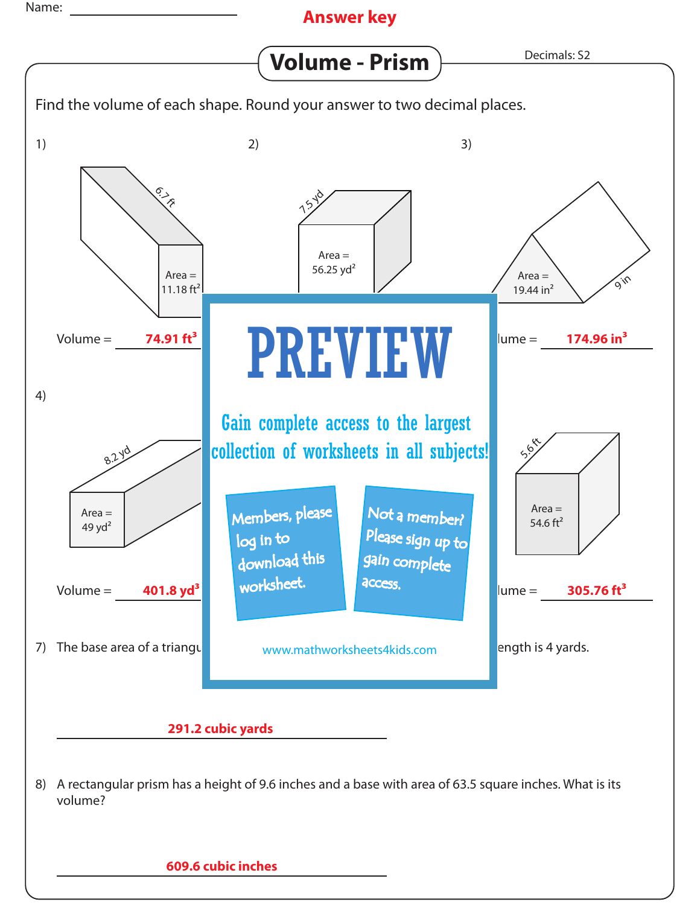Name: ____________________

**Answer key**

# Volume - Prism

Decimals: S2

Find the volume of each shape. Round your answer to two decimal places.

1)

6.7 ft

Area = 11.18 $ft^2$

Volume = **74.91 $ft^3$**

2)

7.5 yd

Area = 56.25 $yd^2$

3)

Area = 19.44 $in^2$

9 in

Volume = **174.96 $in^3$**

4)

8.2 yd

Area = 49 $yd^2$

Volume = **401.8 $yd^3$**

6)

5.6 ft

Area = 54.6 $ft^2$

Volume = **305.76 $ft^3$**

PREVIEW

Gain complete access to the largest collection of worksheets in all subjects!

Members, please log in to download this worksheet.

Not a member? Please sign up to gain complete access.

www.mathworksheets4kids.com

7) The base area of a triangu ... ength is 4 yards.

**291.2 cubic yards**

8) A rectangular prism has a height of 9.6 inches and a base with area of 63.5 square inches. What is its volume?

**609.6 cubic inches**